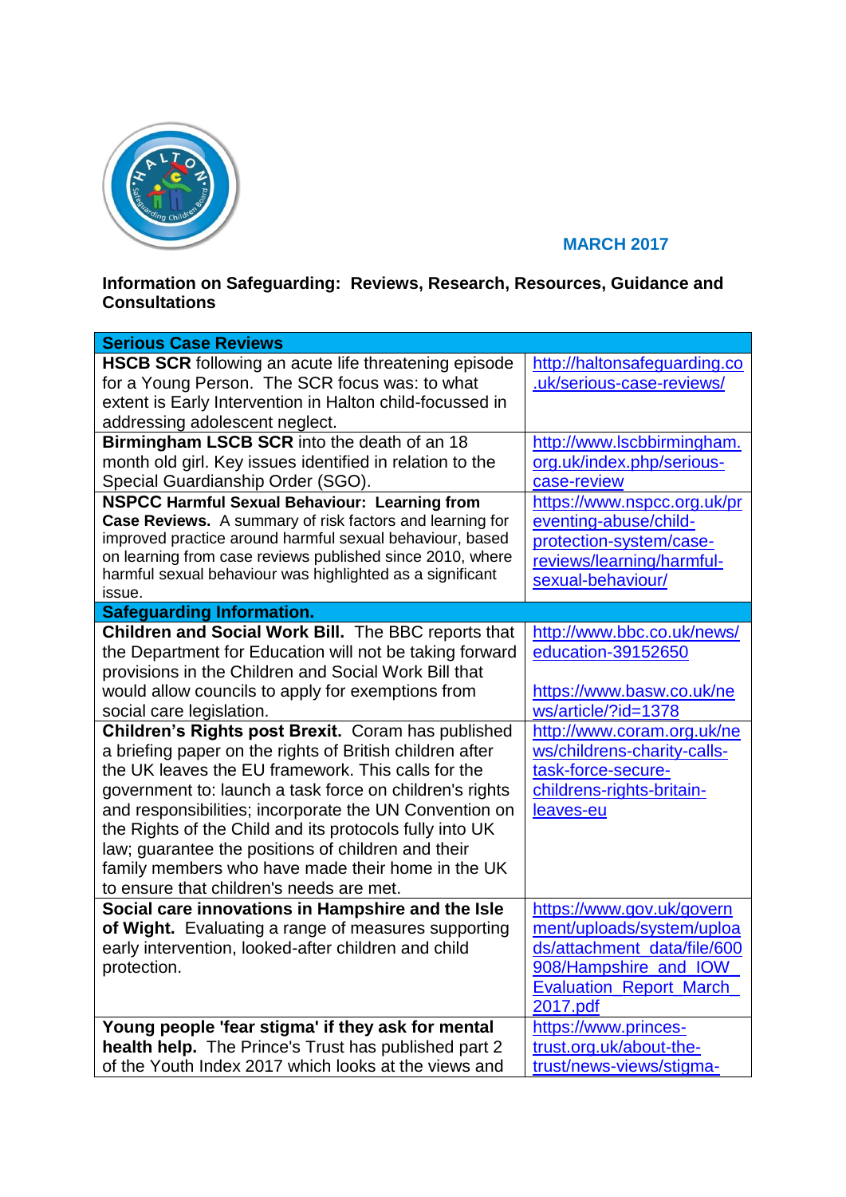**MARCH 2017**

**Information on Safeguarding: Reviews, Research, Resources, Guidance and Consultations**

| **Serious Case Reviews** | |
|---|---|
| **HSCB SCR** following an acute life threatening episode for a Young Person. The SCR focus was: to what extent is Early Intervention in Halton child-focussed in addressing adolescent neglect. | http://haltonsafeguarding.co.uk/serious-case-reviews/ |
| **Birmingham LSCB SCR** into the death of an 18 month old girl. Key issues identified in relation to the Special Guardianship Order (SGO). | http://www.lscbbirmingham.org.uk/index.php/serious-case-review |
| **NSPCC Harmful Sexual Behaviour: Learning from Case Reviews.** A summary of risk factors and learning for improved practice around harmful sexual behaviour, based on learning from case reviews published since 2010, where harmful sexual behaviour was highlighted as a significant issue. | https://www.nspcc.org.uk/preventing-abuse/child-protection-system/case-reviews/learning/harmful-sexual-behaviour/ |
| **Safeguarding Information.** | |
| **Children and Social Work Bill.** The BBC reports that the Department for Education will not be taking forward provisions in the Children and Social Work Bill that would allow councils to apply for exemptions from social care legislation. | http://www.bbc.co.uk/news/education-39152650 <br><br> https://www.basw.co.uk/news/article/?id=1378 |
| **Children's Rights post Brexit.** Coram has published a briefing paper on the rights of British children after the UK leaves the EU framework. This calls for the government to: launch a task force on children's rights and responsibilities; incorporate the UN Convention on the Rights of the Child and its protocols fully into UK law; guarantee the positions of children and their family members who have made their home in the UK to ensure that children's needs are met. | http://www.coram.org.uk/news/childrens-charity-calls-task-force-secure-childrens-rights-britain-leaves-eu |
| **Social care innovations in Hampshire and the Isle of Wight.** Evaluating a range of measures supporting early intervention, looked-after children and child protection. | https://www.gov.uk/government/uploads/system/uploads/attachment_data/file/600908/Hampshire_and_IOW_Evaluation_Report_March_2017.pdf |
| **Young people 'fear stigma' if they ask for mental health help.** The Prince's Trust has published part 2 of the Youth Index 2017 which looks at the views and | https://www.princes-trust.org.uk/about-the-trust/news-views/stigma- |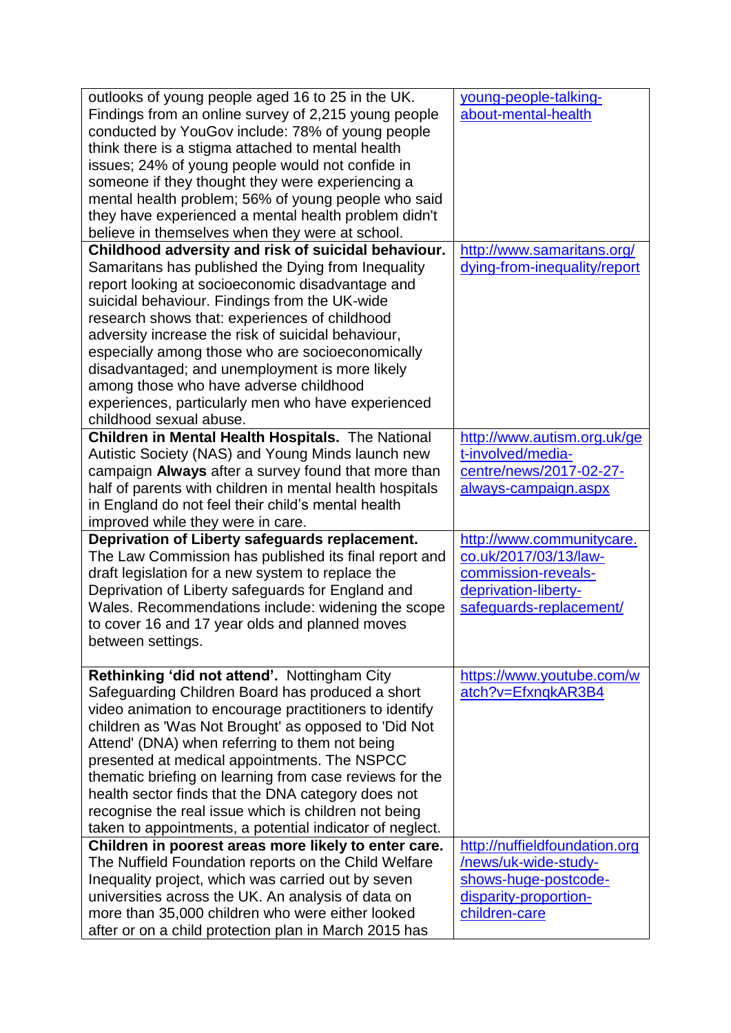| | |
|---|---|
| outlooks of young people aged 16 to 25 in the UK. Findings from an online survey of 2,215 young people conducted by YouGov include: 78% of young people think there is a stigma attached to mental health issues; 24% of young people would not confide in someone if they thought they were experiencing a mental health problem; 56% of young people who said they have experienced a mental health problem didn't believe in themselves when they were at school. | young-people-talking-about-mental-health |
| **Childhood adversity and risk of suicidal behaviour.** Samaritans has published the Dying from Inequality report looking at socioeconomic disadvantage and suicidal behaviour. Findings from the UK-wide research shows that: experiences of childhood adversity increase the risk of suicidal behaviour, especially among those who are socioeconomically disadvantaged; and unemployment is more likely among those who have adverse childhood experiences, particularly men who have experienced childhood sexual abuse. | http://www.samaritans.org/dying-from-inequality/report |
| **Children in Mental Health Hospitals.** The National Autistic Society (NAS) and Young Minds launch new campaign **Always** after a survey found that more than half of parents with children in mental health hospitals in England do not feel their child's mental health improved while they were in care. | http://www.autism.org.uk/get-involved/media-centre/news/2017-02-27-always-campaign.aspx |
| **Deprivation of Liberty safeguards replacement.** The Law Commission has published its final report and draft legislation for a new system to replace the Deprivation of Liberty safeguards for England and Wales. Recommendations include: widening the scope to cover 16 and 17 year olds and planned moves between settings. | http://www.communitycare.co.uk/2017/03/13/law-commission-reveals-deprivation-liberty-safeguards-replacement/ |
| **Rethinking 'did not attend'.** Nottingham City Safeguarding Children Board has produced a short video animation to encourage practitioners to identify children as 'Was Not Brought' as opposed to 'Did Not Attend' (DNA) when referring to them not being presented at medical appointments. The NSPCC thematic briefing on learning from case reviews for the health sector finds that the DNA category does not recognise the real issue which is children not being taken to appointments, a potential indicator of neglect. | https://www.youtube.com/watch?v=EfxnqkAR3B4 |
| **Children in poorest areas more likely to enter care.** The Nuffield Foundation reports on the Child Welfare Inequality project, which was carried out by seven universities across the UK. An analysis of data on more than 35,000 children who were either looked after or on a child protection plan in March 2015 has | http://nuffieldfoundation.org/news/uk-wide-study-shows-huge-postcode-disparity-proportion-children-care |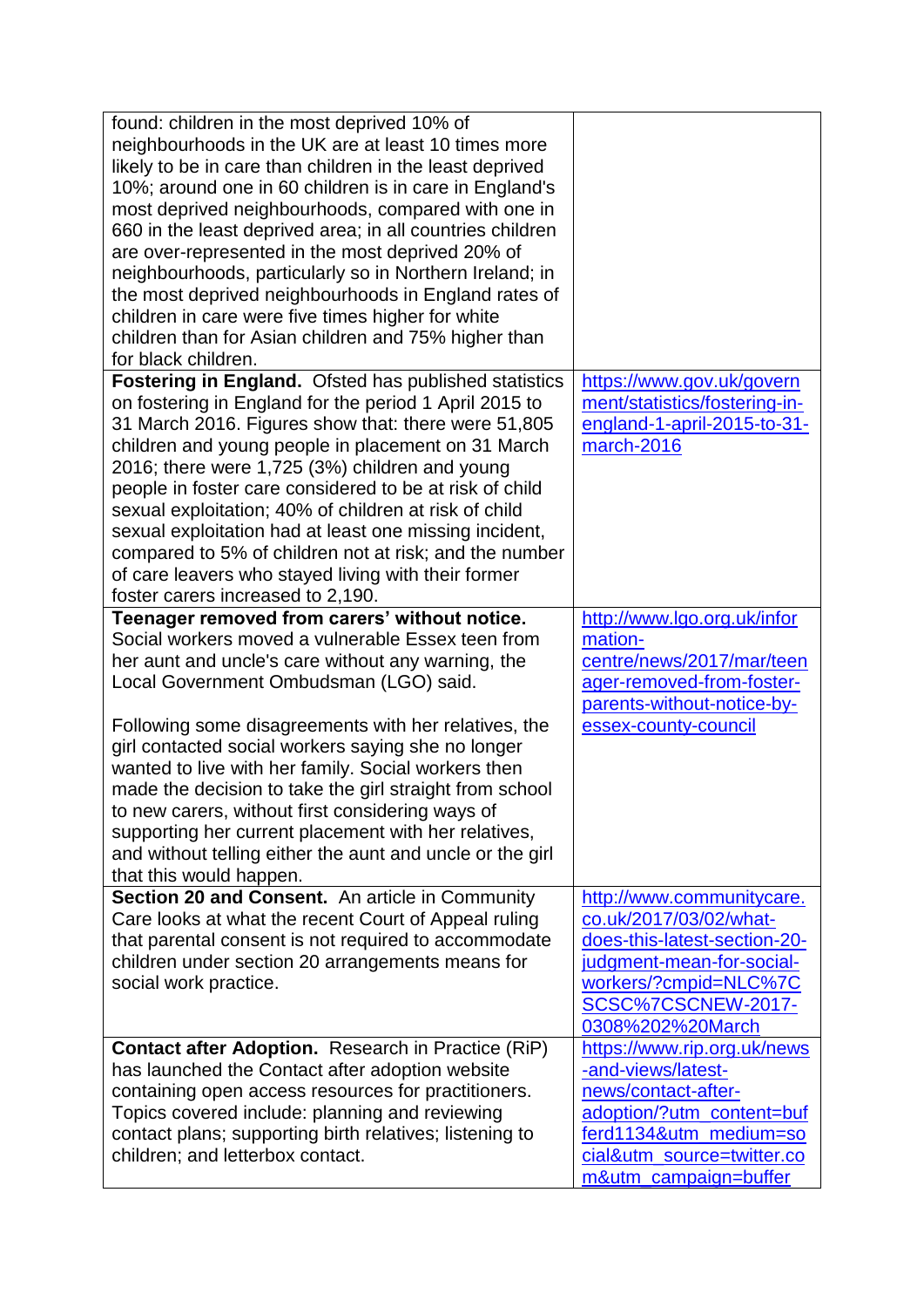| | |
|---|---|
| found: children in the most deprived 10% of neighbourhoods in the UK are at least 10 times more likely to be in care than children in the least deprived 10%; around one in 60 children is in care in England's most deprived neighbourhoods, compared with one in 660 in the least deprived area; in all countries children are over-represented in the most deprived 20% of neighbourhoods, particularly so in Northern Ireland; in the most deprived neighbourhoods in England rates of children in care were five times higher for white children than for Asian children and 75% higher than for black children. | |
| **Fostering in England.** Ofsted has published statistics on fostering in England for the period 1 April 2015 to 31 March 2016. Figures show that: there were 51,805 children and young people in placement on 31 March 2016; there were 1,725 (3%) children and young people in foster care considered to be at risk of child sexual exploitation; 40% of children at risk of child sexual exploitation had at least one missing incident, compared to 5% of children not at risk; and the number of care leavers who stayed living with their former foster carers increased to 2,190. | https://www.gov.uk/government/statistics/fostering-in-england-1-april-2015-to-31-march-2016 |
| **Teenager removed from carers' without notice.** Social workers moved a vulnerable Essex teen from her aunt and uncle's care without any warning, the Local Government Ombudsman (LGO) said.<br><br>Following some disagreements with her relatives, the girl contacted social workers saying she no longer wanted to live with her family. Social workers then made the decision to take the girl straight from school to new carers, without first considering ways of supporting her current placement with her relatives, and without telling either the aunt and uncle or the girl that this would happen. | http://www.lgo.org.uk/information-centre/news/2017/mar/teenager-removed-from-foster-parents-without-notice-by-essex-county-council |
| **Section 20 and Consent.** An article in Community Care looks at what the recent Court of Appeal ruling that parental consent is not required to accommodate children under section 20 arrangements means for social work practice. | http://www.communitycare.co.uk/2017/03/02/what-does-this-latest-section-20-judgment-mean-for-social-workers/?cmpid=NLC%7CSCSC%7CSCNEW-2017-0308%202%20March |
| **Contact after Adoption.** Research in Practice (RiP) has launched the Contact after adoption website containing open access resources for practitioners. Topics covered include: planning and reviewing contact plans; supporting birth relatives; listening to children; and letterbox contact. | https://www.rip.org.uk/news-and-views/latest-news/contact-after-adoption/?utm_content=buffer d1134&utm_medium=social&utm_source=twitter.com&utm_campaign=buffer |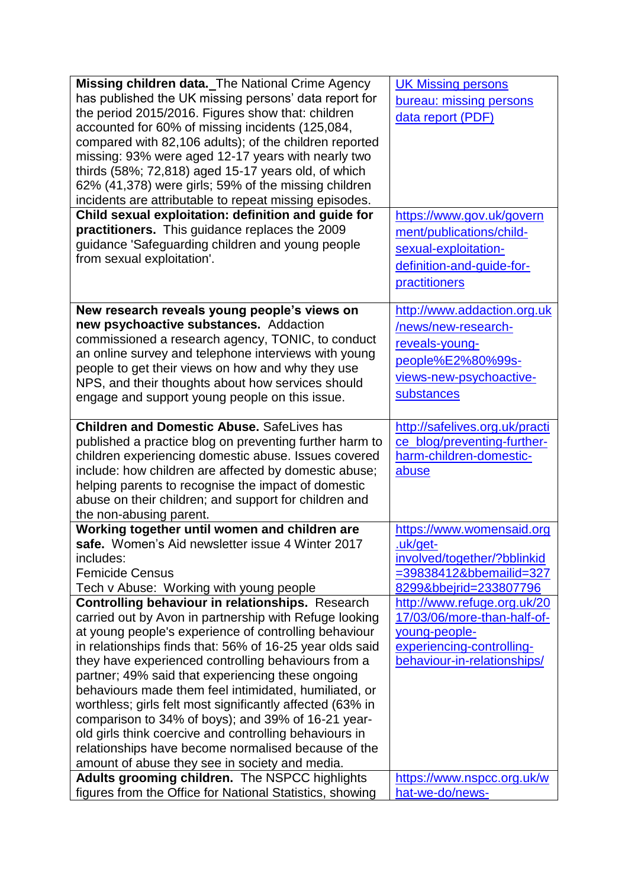| | |
|---|---|
| **Missing children data.** The National Crime Agency has published the UK missing persons' data report for the period 2015/2016. Figures show that: children accounted for 60% of missing incidents (125,084, compared with 82,106 adults); of the children reported missing: 93% were aged 12-17 years with nearly two thirds (58%; 72,818) aged 15-17 years old, of which 62% (41,378) were girls; 59% of the missing children incidents are attributable to repeat missing episodes. | [UK Missing persons bureau: missing persons data report (PDF)]() |
| **Child sexual exploitation: definition and guide for practitioners.** This guidance replaces the 2009 guidance 'Safeguarding children and young people from sexual exploitation'. | https://www.gov.uk/government/publications/child-sexual-exploitation-definition-and-guide-for-practitioners |
| **New research reveals young people's views on new psychoactive substances.** Addaction commissioned a research agency, TONIC, to conduct an online survey and telephone interviews with young people to get their views on how and why they use NPS, and their thoughts about how services should engage and support young people on this issue. | http://www.addaction.org.uk/news/new-research-reveals-young-people%E2%80%99s-views-new-psychoactive-substances |
| **Children and Domestic Abuse.** SafeLives has published a practice blog on preventing further harm to children experiencing domestic abuse. Issues covered include: how children are affected by domestic abuse; helping parents to recognise the impact of domestic abuse on their children; and support for children and the non-abusing parent. | http://safelives.org.uk/practice_blog/preventing-further-harm-children-domestic-abuse |
| **Working together until women and children are safe.** Women's Aid newsletter issue 4 Winter 2017 includes:<br>Femicide Census<br>Tech v Abuse: Working with young people | https://www.womensaid.org.uk/get-involved/together/?bblinkid=39838412&bbemailid=3278299&bbejrid=233807796 |
| **Controlling behaviour in relationships.** Research carried out by Avon in partnership with Refuge looking at young people's experience of controlling behaviour in relationships finds that: 56% of 16-25 year olds said they have experienced controlling behaviours from a partner; 49% said that experiencing these ongoing behaviours made them feel intimidated, humiliated, or worthless; girls felt most significantly affected (63% in comparison to 34% of boys); and 39% of 16-21 year-old girls think coercive and controlling behaviours in relationships have become normalised because of the amount of abuse they see in society and media. | http://www.refuge.org.uk/2017/03/06/more-than-half-of-young-people-experiencing-controlling-behaviour-in-relationships/ |
| **Adults grooming children.** The NSPCC highlights figures from the Office for National Statistics, showing | https://www.nspcc.org.uk/what-we-do/news- |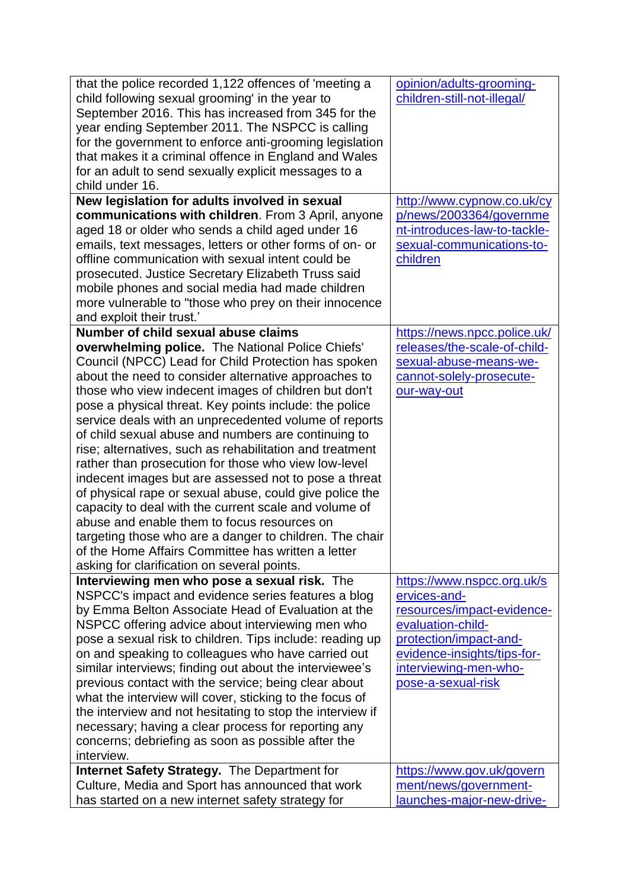| | |
|---|---|
| that the police recorded 1,122 offences of 'meeting a child following sexual grooming' in the year to September 2016. This has increased from 345 for the year ending September 2011. The NSPCC is calling for the government to enforce anti-grooming legislation that makes it a criminal offence in England and Wales for an adult to send sexually explicit messages to a child under 16. | opinion/adults-grooming-children-still-not-illegal/ |
| **New legislation for adults involved in sexual communications with children**. From 3 April, anyone aged 18 or older who sends a child aged under 16 emails, text messages, letters or other forms of on- or offline communication with sexual intent could be prosecuted. Justice Secretary Elizabeth Truss said mobile phones and social media had made children more vulnerable to "those who prey on their innocence and exploit their trust.' | http://www.cypnow.co.uk/cyp/news/2003364/government-introduces-law-to-tackle-sexual-communications-to-children |
| **Number of child sexual abuse claims overwhelming police.** The National Police Chiefs' Council (NPCC) Lead for Child Protection has spoken about the need to consider alternative approaches to those who view indecent images of children but don't pose a physical threat. Key points include: the police service deals with an unprecedented volume of reports of child sexual abuse and numbers are continuing to rise; alternatives, such as rehabilitation and treatment rather than prosecution for those who view low-level indecent images but are assessed not to pose a threat of physical rape or sexual abuse, could give police the capacity to deal with the current scale and volume of abuse and enable them to focus resources on targeting those who are a danger to children. The chair of the Home Affairs Committee has written a letter asking for clarification on several points. | https://news.npcc.police.uk/releases/the-scale-of-child-sexual-abuse-means-we-cannot-solely-prosecute-our-way-out |
| **Interviewing men who pose a sexual risk.** The NSPCC's impact and evidence series features a blog by Emma Belton Associate Head of Evaluation at the NSPCC offering advice about interviewing men who pose a sexual risk to children. Tips include: reading up on and speaking to colleagues who have carried out similar interviews; finding out about the interviewee's previous contact with the service; being clear about what the interview will cover, sticking to the focus of the interview and not hesitating to stop the interview if necessary; having a clear process for reporting any concerns; debriefing as soon as possible after the interview. | https://www.nspcc.org.uk/services-and-resources/impact-evidence-evaluation-child-protection/impact-and-evidence-insights/tips-for-interviewing-men-who-pose-a-sexual-risk |
| **Internet Safety Strategy.** The Department for Culture, Media and Sport has announced that work has started on a new internet safety strategy for | https://www.gov.uk/government/news/government-launches-major-new-drive- |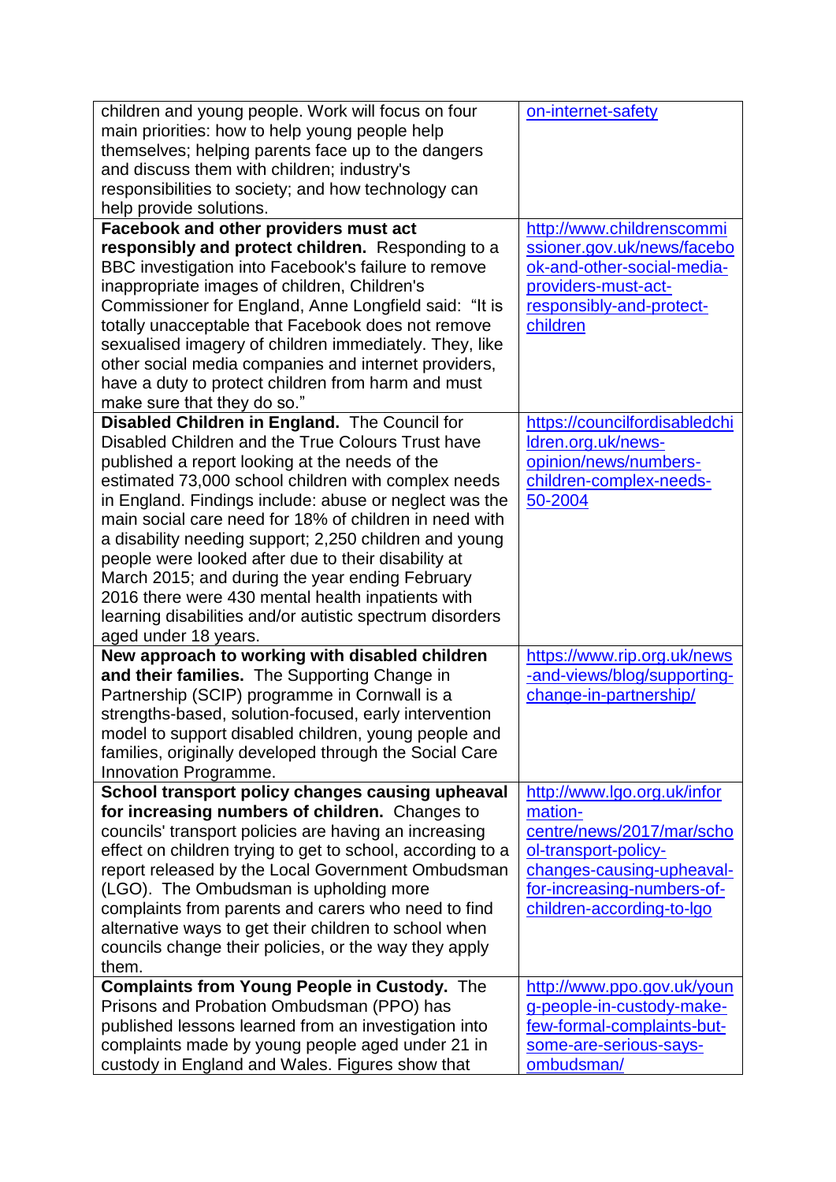| | |
|---|---|
| children and young people. Work will focus on four main priorities: how to help young people help themselves; helping parents face up to the dangers and discuss them with children; industry's responsibilities to society; and how technology can help provide solutions. | on-internet-safety |
| **Facebook and other providers must act responsibly and protect children.** Responding to a BBC investigation into Facebook's failure to remove inappropriate images of children, Children's Commissioner for England, Anne Longfield said: "It is totally unacceptable that Facebook does not remove sexualised imagery of children immediately. They, like other social media companies and internet providers, have a duty to protect children from harm and must make sure that they do so." | http://www.childrenscommissioner.gov.uk/news/facebook-and-other-social-media-providers-must-act-responsibly-and-protect-children |
| **Disabled Children in England.** The Council for Disabled Children and the True Colours Trust have published a report looking at the needs of the estimated 73,000 school children with complex needs in England. Findings include: abuse or neglect was the main social care need for 18% of children in need with a disability needing support; 2,250 children and young people were looked after due to their disability at March 2015; and during the year ending February 2016 there were 430 mental health inpatients with learning disabilities and/or autistic spectrum disorders aged under 18 years. | https://councilfordisabledchildren.org.uk/news-opinion/news/numbers-children-complex-needs-50-2004 |
| **New approach to working with disabled children and their families.** The Supporting Change in Partnership (SCIP) programme in Cornwall is a strengths-based, solution-focused, early intervention model to support disabled children, young people and families, originally developed through the Social Care Innovation Programme. | https://www.rip.org.uk/news-and-views/blog/supporting-change-in-partnership/ |
| **School transport policy changes causing upheaval for increasing numbers of children.** Changes to councils' transport policies are having an increasing effect on children trying to get to school, according to a report released by the Local Government Ombudsman (LGO). The Ombudsman is upholding more complaints from parents and carers who need to find alternative ways to get their children to school when councils change their policies, or the way they apply them. | http://www.lgo.org.uk/information-centre/news/2017/mar/school-transport-policy-changes-causing-upheaval-for-increasing-numbers-of-children-according-to-lgo |
| **Complaints from Young People in Custody.** The Prisons and Probation Ombudsman (PPO) has published lessons learned from an investigation into complaints made by young people aged under 21 in custody in England and Wales. Figures show that | http://www.ppo.gov.uk/young-people-in-custody-make-few-formal-complaints-but-some-are-serious-says-ombudsman/ |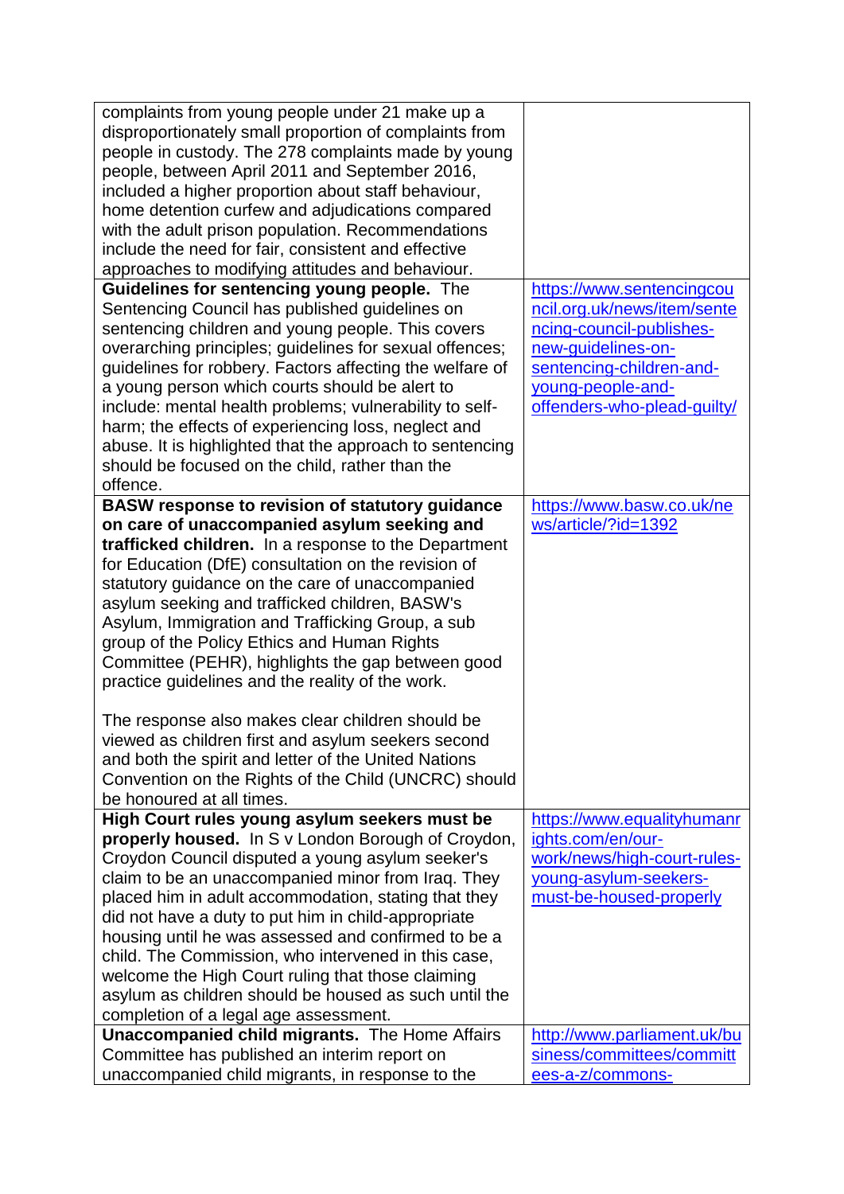| | |
|---|---|
| complaints from young people under 21 make up a disproportionately small proportion of complaints from people in custody. The 278 complaints made by young people, between April 2011 and September 2016, included a higher proportion about staff behaviour, home detention curfew and adjudications compared with the adult prison population. Recommendations include the need for fair, consistent and effective approaches to modifying attitudes and behaviour. | |
| **Guidelines for sentencing young people.** The Sentencing Council has published guidelines on sentencing children and young people. This covers overarching principles; guidelines for sexual offences; guidelines for robbery. Factors affecting the welfare of a young person which courts should be alert to include: mental health problems; vulnerability to self-harm; the effects of experiencing loss, neglect and abuse. It is highlighted that the approach to sentencing should be focused on the child, rather than the offence. | https://www.sentencingcouncil.org.uk/news/item/sentencing-council-publishes-new-guidelines-on-sentencing-children-and-young-people-and-offenders-who-plead-guilty/ |
| **BASW response to revision of statutory guidance on care of unaccompanied asylum seeking and trafficked children.** In a response to the Department for Education (DfE) consultation on the revision of statutory guidance on the care of unaccompanied asylum seeking and trafficked children, BASW's Asylum, Immigration and Trafficking Group, a sub group of the Policy Ethics and Human Rights Committee (PEHR), highlights the gap between good practice guidelines and the reality of the work.<br><br>The response also makes clear children should be viewed as children first and asylum seekers second and both the spirit and letter of the United Nations Convention on the Rights of the Child (UNCRC) should be honoured at all times. | https://www.basw.co.uk/news/article/?id=1392 |
| **High Court rules young asylum seekers must be properly housed.** In S v London Borough of Croydon, Croydon Council disputed a young asylum seeker's claim to be an unaccompanied minor from Iraq. They placed him in adult accommodation, stating that they did not have a duty to put him in child-appropriate housing until he was assessed and confirmed to be a child. The Commission, who intervened in this case, welcome the High Court ruling that those claiming asylum as children should be housed as such until the completion of a legal age assessment. | https://www.equalityhumanrights.com/en/our-work/news/high-court-rules-young-asylum-seekers-must-be-housed-properly |
| **Unaccompanied child migrants.** The Home Affairs Committee has published an interim report on unaccompanied child migrants, in response to the | http://www.parliament.uk/business/committees/committees-a-z/commons- |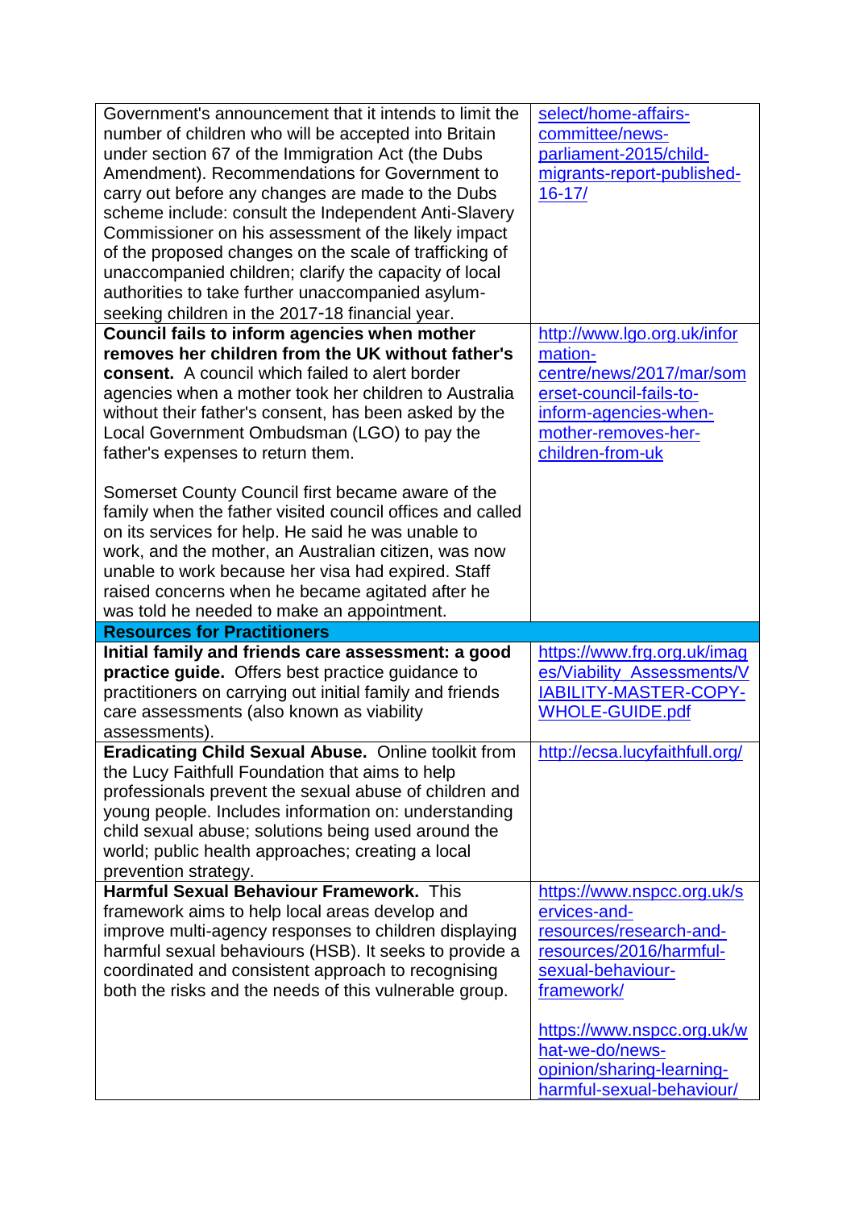| | |
|---|---|
| Government's announcement that it intends to limit the number of children who will be accepted into Britain under section 67 of the Immigration Act (the Dubs Amendment). Recommendations for Government to carry out before any changes are made to the Dubs scheme include: consult the Independent Anti-Slavery Commissioner on his assessment of the likely impact of the proposed changes on the scale of trafficking of unaccompanied children; clarify the capacity of local authorities to take further unaccompanied asylum-seeking children in the 2017-18 financial year. | select/home-affairs-committee/news-parliament-2015/child-migrants-report-published-16-17/ |
| **Council fails to inform agencies when mother removes her children from the UK without father's consent.** A council which failed to alert border agencies when a mother took her children to Australia without their father's consent, has been asked by the Local Government Ombudsman (LGO) to pay the father's expenses to return them.<br><br>Somerset County Council first became aware of the family when the father visited council offices and called on its services for help. He said he was unable to work, and the mother, an Australian citizen, was now unable to work because her visa had expired. Staff raised concerns when he became agitated after he was told he needed to make an appointment. | http://www.lgo.org.uk/information-centre/news/2017/mar/somerset-council-fails-to-inform-agencies-when-mother-removes-her-children-from-uk |
| **Resources for Practitioners** | |
| **Initial family and friends care assessment: a good practice guide.** Offers best practice guidance to practitioners on carrying out initial family and friends care assessments (also known as viability assessments). | https://www.frg.org.uk/images/Viability_Assessments/VIABILITY-MASTER-COPY-WHOLE-GUIDE.pdf |
| **Eradicating Child Sexual Abuse.** Online toolkit from the Lucy Faithfull Foundation that aims to help professionals prevent the sexual abuse of children and young people. Includes information on: understanding child sexual abuse; solutions being used around the world; public health approaches; creating a local prevention strategy. | http://ecsa.lucyfaithfull.org/ |
| **Harmful Sexual Behaviour Framework.** This framework aims to help local areas develop and improve multi-agency responses to children displaying harmful sexual behaviours (HSB). It seeks to provide a coordinated and consistent approach to recognising both the risks and the needs of this vulnerable group. | https://www.nspcc.org.uk/services-and-resources/research-and-resources/2016/harmful-sexual-behaviour-framework/<br><br>https://www.nspcc.org.uk/what-we-do/news-opinion/sharing-learning-harmful-sexual-behaviour/ |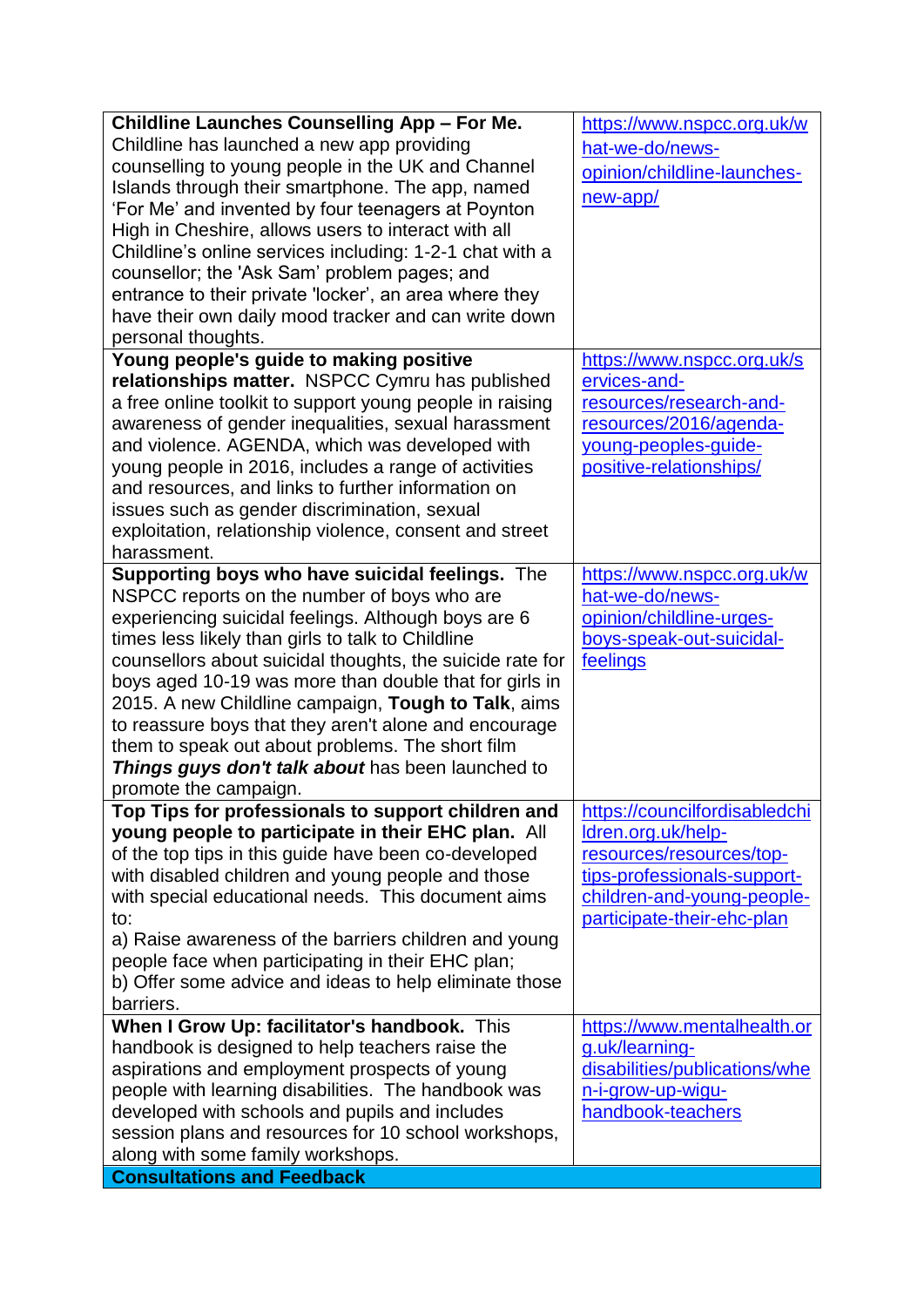| | |
|---|---|
| **Childline Launches Counselling App – For Me.** Childline has launched a new app providing counselling to young people in the UK and Channel Islands through their smartphone. The app, named 'For Me' and invented by four teenagers at Poynton High in Cheshire, allows users to interact with all Childline's online services including: 1-2-1 chat with a counsellor; the 'Ask Sam' problem pages; and entrance to their private 'locker', an area where they have their own daily mood tracker and can write down personal thoughts. | https://www.nspcc.org.uk/what-we-do/news-opinion/childline-launches-new-app/ |
| **Young people's guide to making positive relationships matter.** NSPCC Cymru has published a free online toolkit to support young people in raising awareness of gender inequalities, sexual harassment and violence. AGENDA, which was developed with young people in 2016, includes a range of activities and resources, and links to further information on issues such as gender discrimination, sexual exploitation, relationship violence, consent and street harassment. | https://www.nspcc.org.uk/services-and-resources/research-and-resources/2016/agenda-young-peoples-guide-positive-relationships/ |
| **Supporting boys who have suicidal feelings.** The NSPCC reports on the number of boys who are experiencing suicidal feelings. Although boys are 6 times less likely than girls to talk to Childline counsellors about suicidal thoughts, the suicide rate for boys aged 10-19 was more than double that for girls in 2015. A new Childline campaign, **Tough to Talk**, aims to reassure boys that they aren't alone and encourage them to speak out about problems. The short film ***Things guys don't talk about*** has been launched to promote the campaign. | https://www.nspcc.org.uk/what-we-do/news-opinion/childline-urges-boys-speak-out-suicidal-feelings |
| **Top Tips for professionals to support children and young people to participate in their EHC plan.** All of the top tips in this guide have been co-developed with disabled children and young people and those with special educational needs. This document aims to:<br>a) Raise awareness of the barriers children and young people face when participating in their EHC plan;<br>b) Offer some advice and ideas to help eliminate those barriers. | https://councilfordisabledchildren.org.uk/help-resources/resources/top-tips-professionals-support-children-and-young-people-participate-their-ehc-plan |
| **When I Grow Up: facilitator's handbook.** This handbook is designed to help teachers raise the aspirations and employment prospects of young people with learning disabilities. The handbook was developed with schools and pupils and includes session plans and resources for 10 school workshops, along with some family workshops. | https://www.mentalhealth.org.uk/learning-disabilities/publications/when-i-grow-up-wigu-handbook-teachers |
| **Consultations and Feedback** | |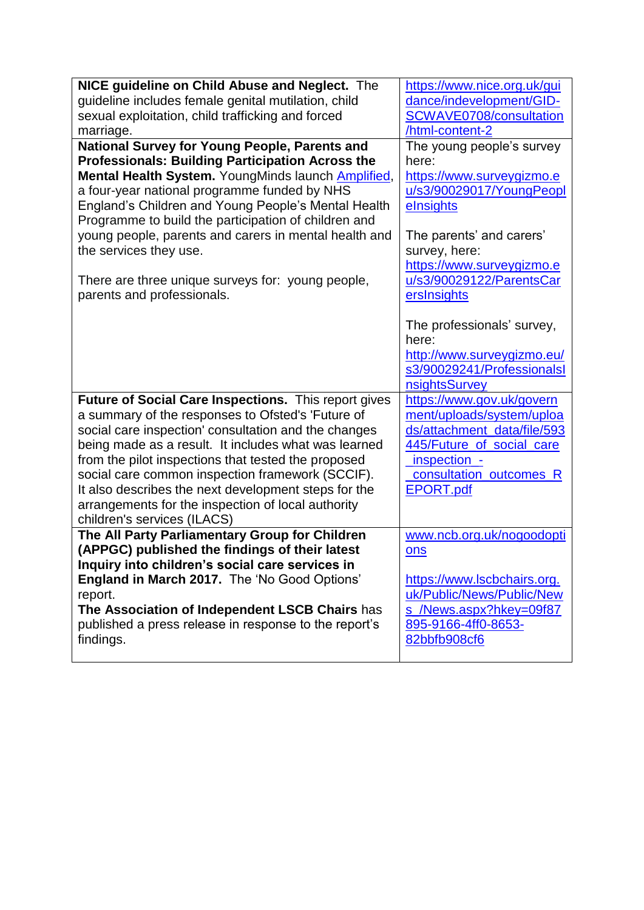| | |
|---|---|
| **NICE guideline on Child Abuse and Neglect.** The guideline includes female genital mutilation, child sexual exploitation, child trafficking and forced marriage. | https://www.nice.org.uk/guidance/indevelopment/GID-SCWAVE0708/consultation/html-content-2 |
| **National Survey for Young People, Parents and Professionals: Building Participation Across the Mental Health System.** YoungMinds launch Amplified, a four-year national programme funded by NHS England's Children and Young People's Mental Health Programme to build the participation of children and young people, parents and carers in mental health and the services they use.<br><br>There are three unique surveys for: young people, parents and professionals. | The young people's survey here: https://www.surveygizmo.eu/s3/90029017/YoungPeopleInsights<br><br>The parents' and carers' survey, here: https://www.surveygizmo.eu/s3/90029122/ParentsCarersInsights<br><br>The professionals' survey, here: http://www.surveygizmo.eu/s3/90029241/ProfessionalsInsightsSurvey |
| **Future of Social Care Inspections.** This report gives a summary of the responses to Ofsted's 'Future of social care inspection' consultation and the changes being made as a result. It includes what was learned from the pilot inspections that tested the proposed social care common inspection framework (SCCIF). It also describes the next development steps for the arrangements for the inspection of local authority children's services (ILACS) | https://www.gov.uk/government/uploads/system/uploads/attachment_data/file/593445/Future_of_social_care_inspection_-_consultation_outcomes_REPORT.pdf |
| **The All Party Parliamentary Group for Children (APPGC) published the findings of their latest Inquiry into children's social care services in England in March 2017.** The 'No Good Options' report.<br>**The Association of Independent LSCB Chairs** has published a press release in response to the report's findings. | www.ncb.org.uk/nogoodoptions<br><br>https://www.lscbchairs.org.uk/Public/News/Public/News_/News.aspx?hkey=09f87895-9166-4ff0-8653-82bbfb908cf6 |